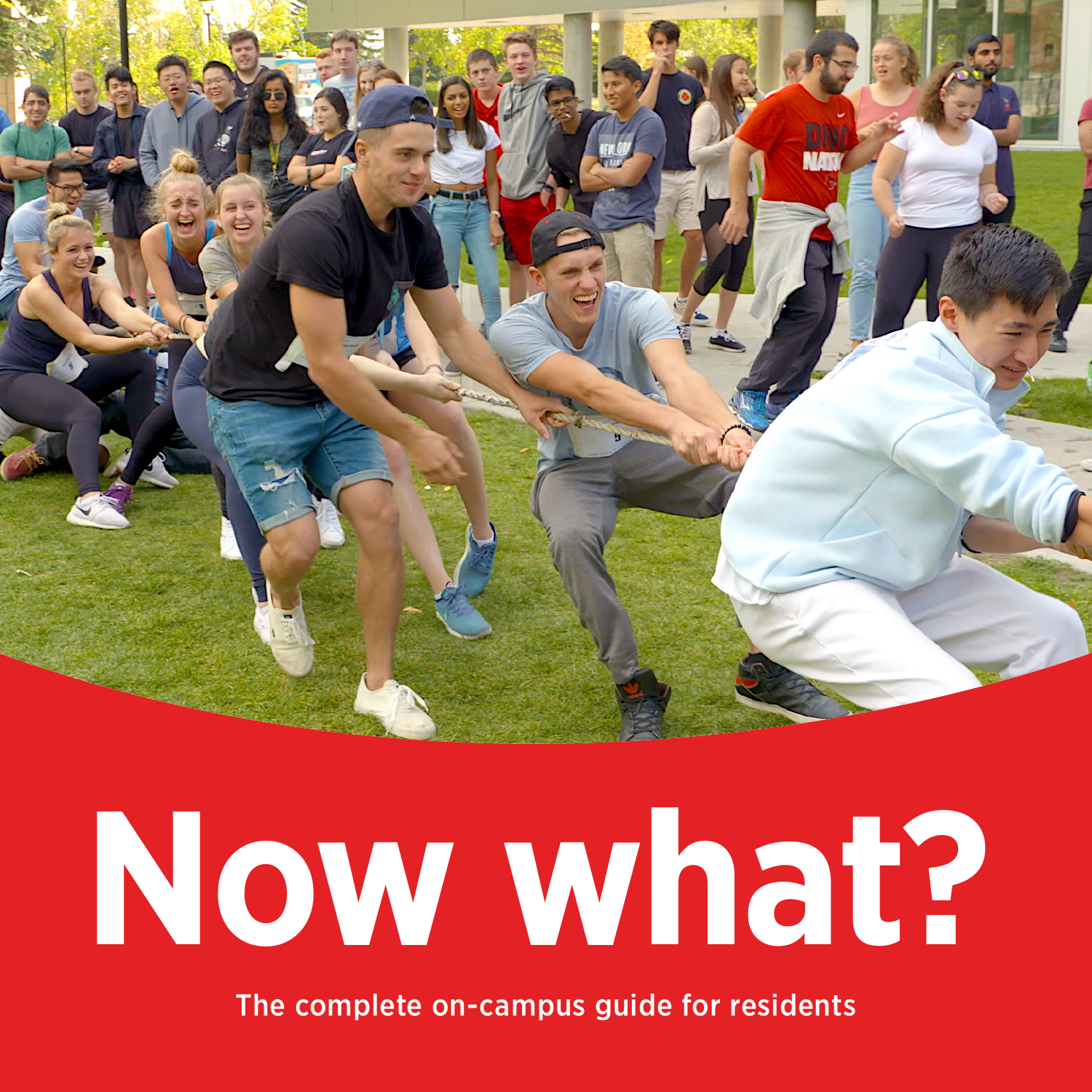# Now what?

The complete on-campus guide for residents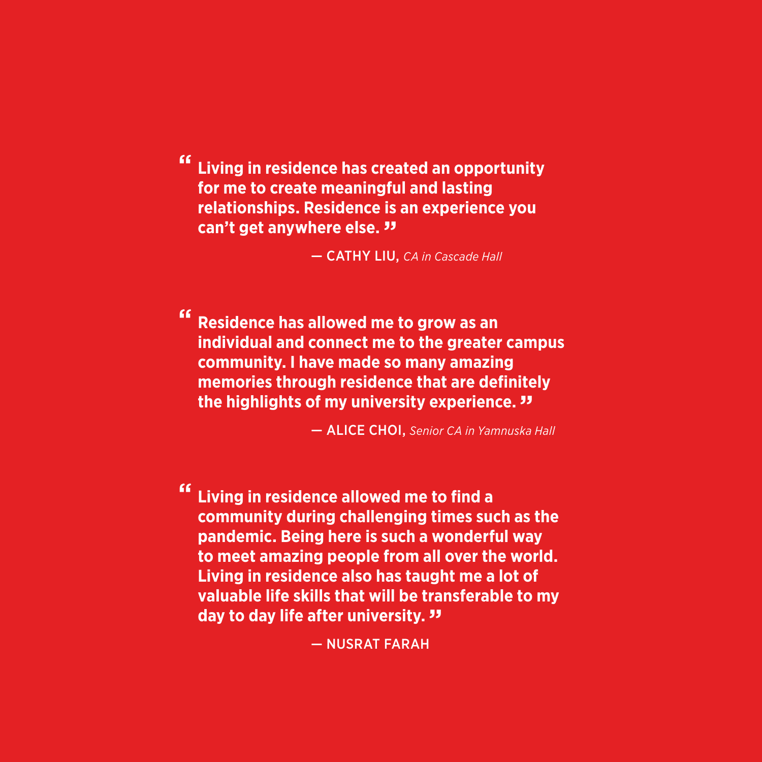**“Living in residence has created an opportunity for me to create meaningful and lasting relationships. Residence is an experience you can’t get anywhere else.”**

— CATHY LIU, *CA in Cascade Hall*

**“Residence has allowed me to grow as an individual and connect me to the greater campus community. I have made so many amazing memories through residence that are definitely the highlights of my university experience.”**

— ALICE CHOI, *Senior CA in Yamnuska Hall*

**“Living in residence allowed me to find a community during challenging times such as the pandemic. Being here is such a wonderful way to meet amazing people from all over the world. Living in residence also has taught me a lot of valuable life skills that will be transferable to my day to day life after university.”**

— NUSRAT FARAH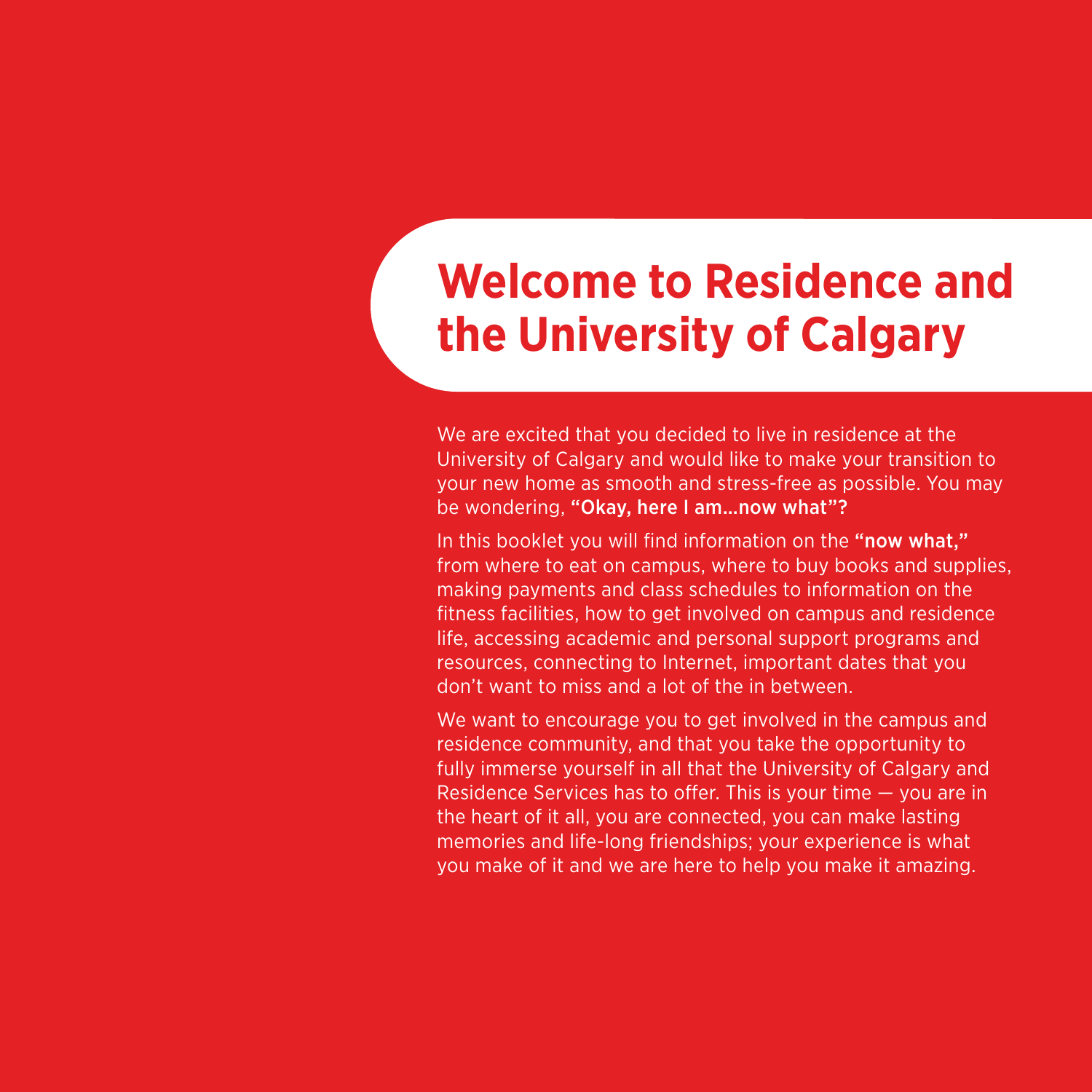# Welcome to Residence and the University of Calgary

We are excited that you decided to live in residence at the University of Calgary and would like to make your transition to your new home as smooth and stress-free as possible. You may be wondering, **"Okay, here I am…now what"?**

In this booklet you will find information on the **"now what,"** from where to eat on campus, where to buy books and supplies, making payments and class schedules to information on the fitness facilities, how to get involved on campus and residence life, accessing academic and personal support programs and resources, connecting to Internet, important dates that you don't want to miss and a lot of the in between.

We want to encourage you to get involved in the campus and residence community, and that you take the opportunity to fully immerse yourself in all that the University of Calgary and Residence Services has to offer. This is your time — you are in the heart of it all, you are connected, you can make lasting memories and life-long friendships; your experience is what you make of it and we are here to help you make it amazing.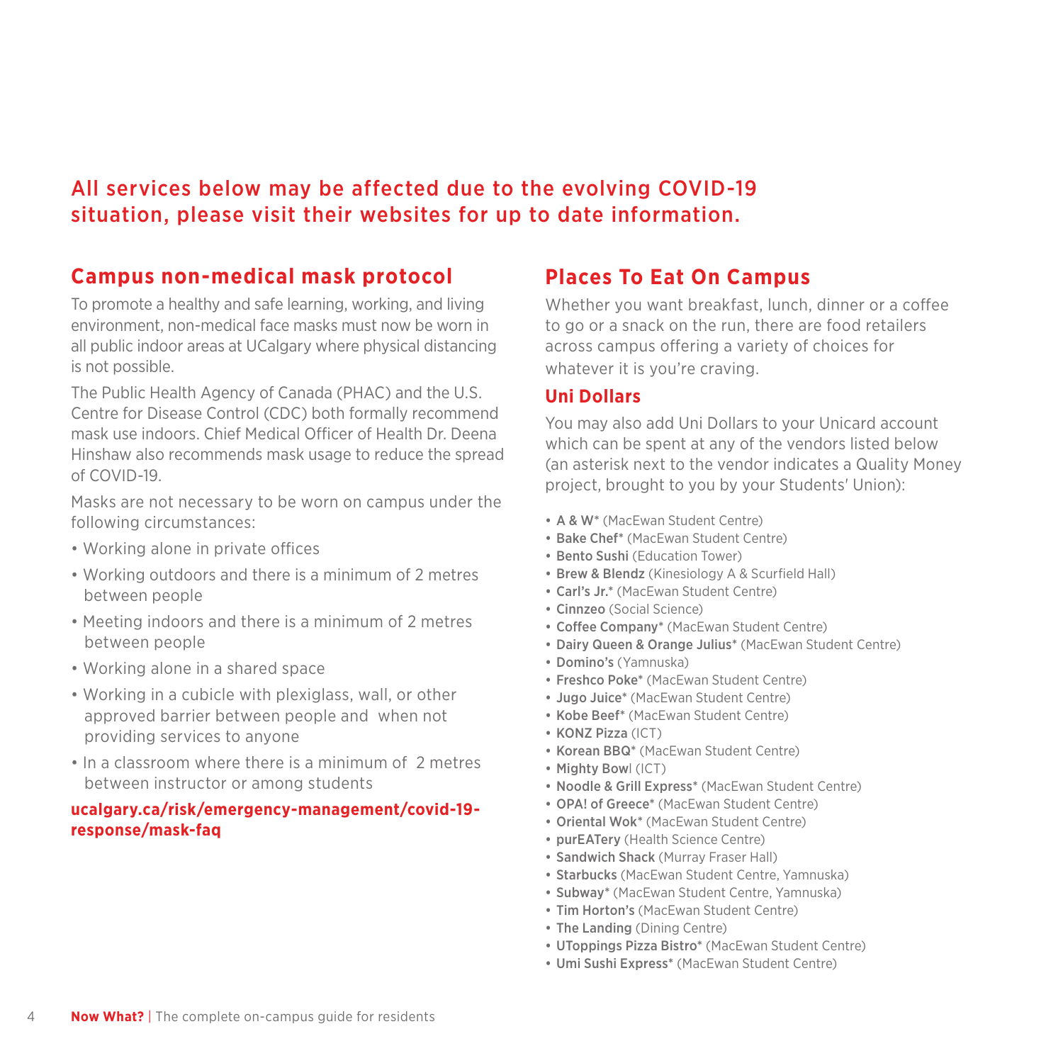## All services below may be affected due to the evolving COVID-19 situation, please visit their websites for up to date information.

### Campus non-medical mask protocol

To promote a healthy and safe learning, working, and living environment, non-medical face masks must now be worn in all public indoor areas at UCalgary where physical distancing is not possible.

The Public Health Agency of Canada (PHAC) and the U.S. Centre for Disease Control (CDC) both formally recommend mask use indoors. Chief Medical Officer of Health Dr. Deena Hinshaw also recommends mask usage to reduce the spread of COVID-19.

Masks are not necessary to be worn on campus under the following circumstances:

- Working alone in private offices
- Working outdoors and there is a minimum of 2 metres between people
- Meeting indoors and there is a minimum of 2 metres between people
- Working alone in a shared space
- Working in a cubicle with plexiglass, wall, or other approved barrier between people and when not providing services to anyone
- In a classroom where there is a minimum of 2 metres between instructor or among students

**ucalgary.ca/risk/emergency-management/covid-19-response/mask-faq**

### Places To Eat On Campus

Whether you want breakfast, lunch, dinner or a coffee to go or a snack on the run, there are food retailers across campus offering a variety of choices for whatever it is you're craving.

#### Uni Dollars

You may also add Uni Dollars to your Unicard account which can be spent at any of the vendors listed below (an asterisk next to the vendor indicates a Quality Money project, brought to you by your Students' Union):

- **A & W*** (MacEwan Student Centre)
- **Bake Chef*** (MacEwan Student Centre)
- **Bento Sushi** (Education Tower)
- **Brew & Blendz** (Kinesiology A & Scurfield Hall)
- **Carl's Jr.*** (MacEwan Student Centre)
- **Cinnzeo** (Social Science)
- **Coffee Company*** (MacEwan Student Centre)
- **Dairy Queen & Orange Julius*** (MacEwan Student Centre)
- **Domino's** (Yamnuska)
- **Freshco Poke*** (MacEwan Student Centre)
- **Jugo Juice*** (MacEwan Student Centre)
- **Kobe Beef*** (MacEwan Student Centre)
- **KONZ Pizza** (ICT)
- **Korean BBQ*** (MacEwan Student Centre)
- **Mighty Bowl** (ICT)
- **Noodle & Grill Express*** (MacEwan Student Centre)
- **OPA! of Greece*** (MacEwan Student Centre)
- **Oriental Wok*** (MacEwan Student Centre)
- **purEATery** (Health Science Centre)
- **Sandwich Shack** (Murray Fraser Hall)
- **Starbucks** (MacEwan Student Centre, Yamnuska)
- **Subway*** (MacEwan Student Centre, Yamnuska)
- **Tim Horton's** (MacEwan Student Centre)
- **The Landing** (Dining Centre)
- **UToppings Pizza Bistro*** (MacEwan Student Centre)
- **Umi Sushi Express*** (MacEwan Student Centre)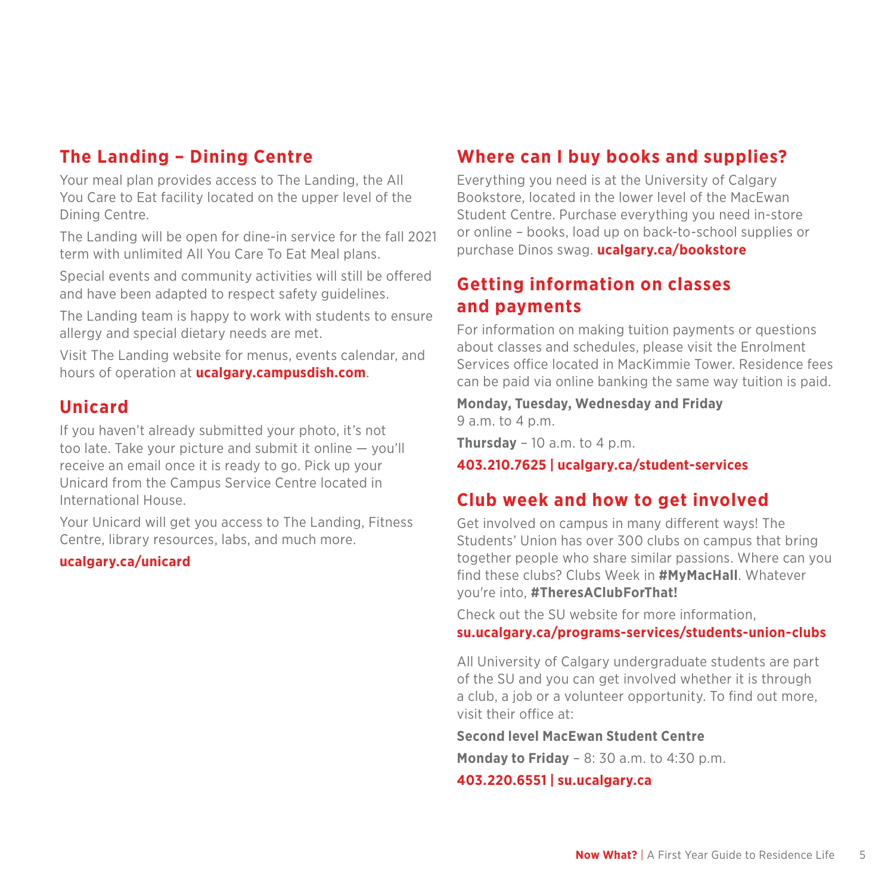## The Landing – Dining Centre

Your meal plan provides access to The Landing, the All You Care to Eat facility located on the upper level of the Dining Centre.

The Landing will be open for dine-in service for the fall 2021 term with unlimited All You Care To Eat Meal plans.

Special events and community activities will still be offered and have been adapted to respect safety guidelines.

The Landing team is happy to work with students to ensure allergy and special dietary needs are met.

Visit The Landing website for menus, events calendar, and hours of operation at **ucalgary.campusdish.com**.

## Unicard

If you haven't already submitted your photo, it's not too late. Take your picture and submit it online — you'll receive an email once it is ready to go. Pick up your Unicard from the Campus Service Centre located in International House.

Your Unicard will get you access to The Landing, Fitness Centre, library resources, labs, and much more.

**ucalgary.ca/unicard**

## Where can I buy books and supplies?

Everything you need is at the University of Calgary Bookstore, located in the lower level of the MacEwan Student Centre. Purchase everything you need in-store or online – books, load up on back-to-school supplies or purchase Dinos swag. **ucalgary.ca/bookstore**

## Getting information on classes and payments

For information on making tuition payments or questions about classes and schedules, please visit the Enrolment Services office located in MacKimmie Tower. Residence fees can be paid via online banking the same way tuition is paid.

**Monday, Tuesday, Wednesday and Friday**
9 a.m. to 4 p.m.

**Thursday** – 10 a.m. to 4 p.m.

**403.210.7625 | ucalgary.ca/student-services**

## Club week and how to get involved

Get involved on campus in many different ways! The Students' Union has over 300 clubs on campus that bring together people who share similar passions. Where can you find these clubs? Clubs Week in **#MyMacHall**. Whatever you're into, **#TheresAClubForThat!**

Check out the SU website for more information,
**su.ucalgary.ca/programs-services/students-union-clubs**

All University of Calgary undergraduate students are part of the SU and you can get involved whether it is through a club, a job or a volunteer opportunity. To find out more, visit their office at:

**Second level MacEwan Student Centre**

**Monday to Friday** – 8: 30 a.m. to 4:30 p.m.

**403.220.6551 | su.ucalgary.ca**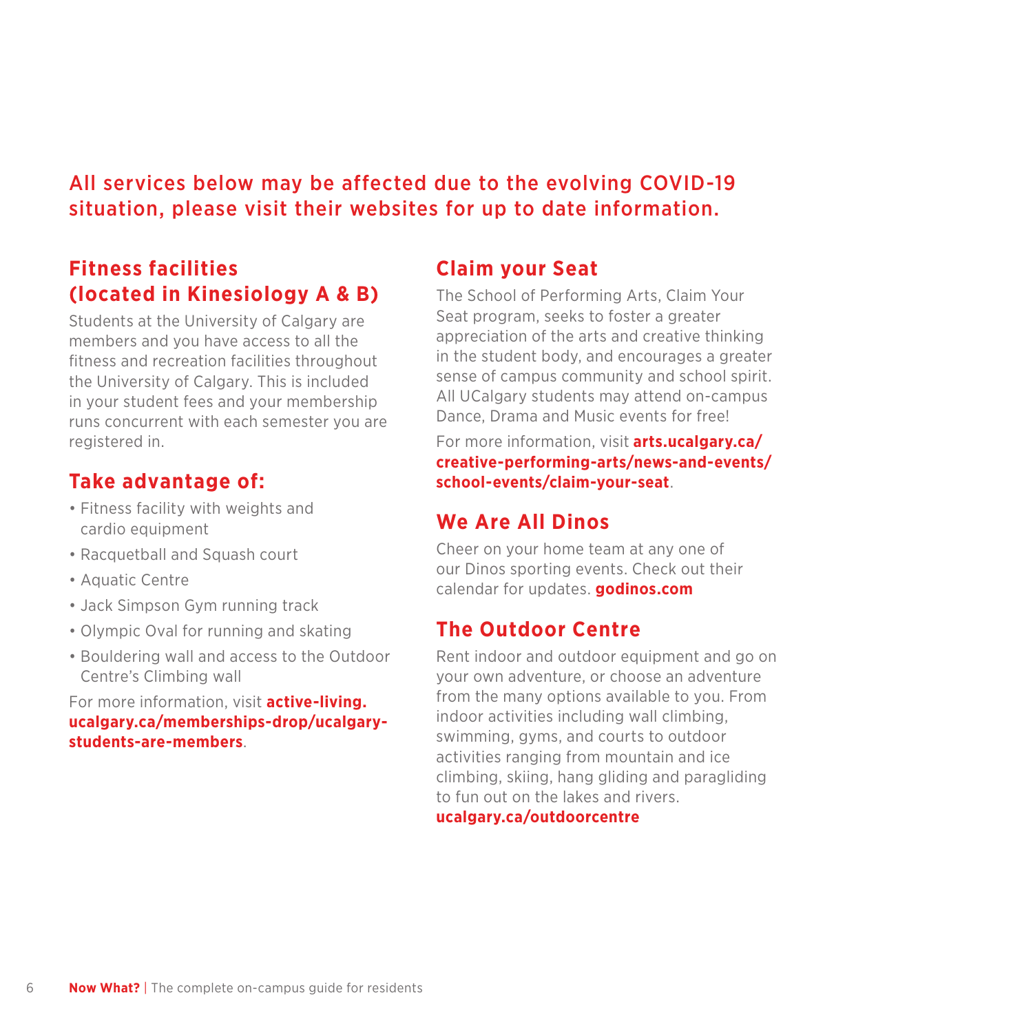**All services below may be affected due to the evolving COVID-19 situation, please visit their websites for up to date information.**

## Fitness facilities (located in Kinesiology A & B)

Students at the University of Calgary are members and you have access to all the fitness and recreation facilities throughout the University of Calgary. This is included in your student fees and your membership runs concurrent with each semester you are registered in.

## Take advantage of:

- Fitness facility with weights and cardio equipment
- Racquetball and Squash court
- Aquatic Centre
- Jack Simpson Gym running track
- Olympic Oval for running and skating
- Bouldering wall and access to the Outdoor Centre's Climbing wall

For more information, visit **active-living.ucalgary.ca/memberships-drop/ucalgary-students-are-members**.

## Claim your Seat

The School of Performing Arts, Claim Your Seat program, seeks to foster a greater appreciation of the arts and creative thinking in the student body, and encourages a greater sense of campus community and school spirit. All UCalgary students may attend on-campus Dance, Drama and Music events for free!

For more information, visit **arts.ucalgary.ca/creative-performing-arts/news-and-events/school-events/claim-your-seat**.

## We Are All Dinos

Cheer on your home team at any one of our Dinos sporting events. Check out their calendar for updates. **godinos.com**

## The Outdoor Centre

Rent indoor and outdoor equipment and go on your own adventure, or choose an adventure from the many options available to you. From indoor activities including wall climbing, swimming, gyms, and courts to outdoor activities ranging from mountain and ice climbing, skiing, hang gliding and paragliding to fun out on the lakes and rivers. **ucalgary.ca/outdoorcentre**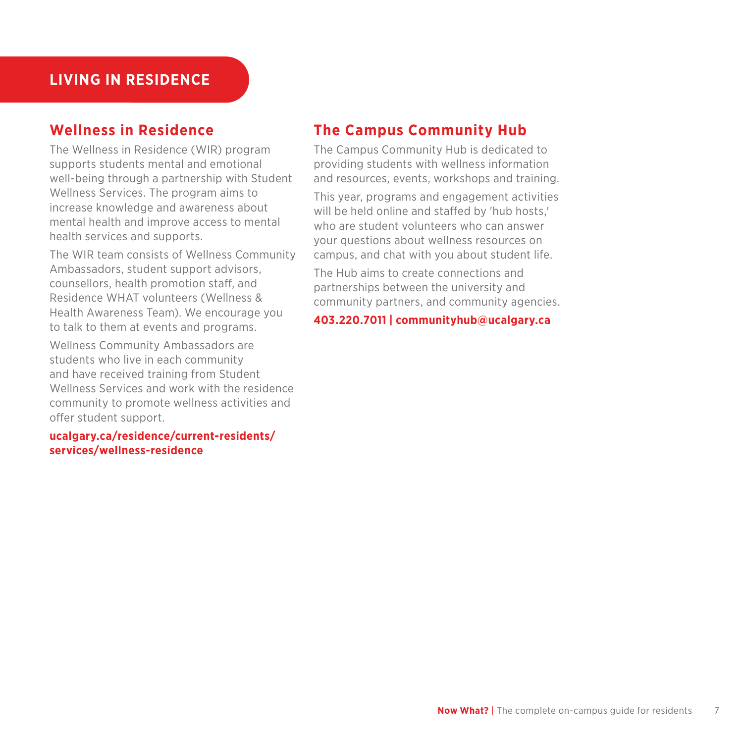# LIVING IN RESIDENCE

## Wellness in Residence

The Wellness in Residence (WIR) program supports students mental and emotional well-being through a partnership with Student Wellness Services. The program aims to increase knowledge and awareness about mental health and improve access to mental health services and supports.

The WIR team consists of Wellness Community Ambassadors, student support advisors, counsellors, health promotion staff, and Residence WHAT volunteers (Wellness & Health Awareness Team). We encourage you to talk to them at events and programs.

Wellness Community Ambassadors are students who live in each community and have received training from Student Wellness Services and work with the residence community to promote wellness activities and offer student support.

**ucalgary.ca/residence/current-residents/services/wellness-residence**

## The Campus Community Hub

The Campus Community Hub is dedicated to providing students with wellness information and resources, events, workshops and training.

This year, programs and engagement activities will be held online and staffed by 'hub hosts,' who are student volunteers who can answer your questions about wellness resources on campus, and chat with you about student life.

The Hub aims to create connections and partnerships between the university and community partners, and community agencies.

**403.220.7011 | communityhub@ucalgary.ca**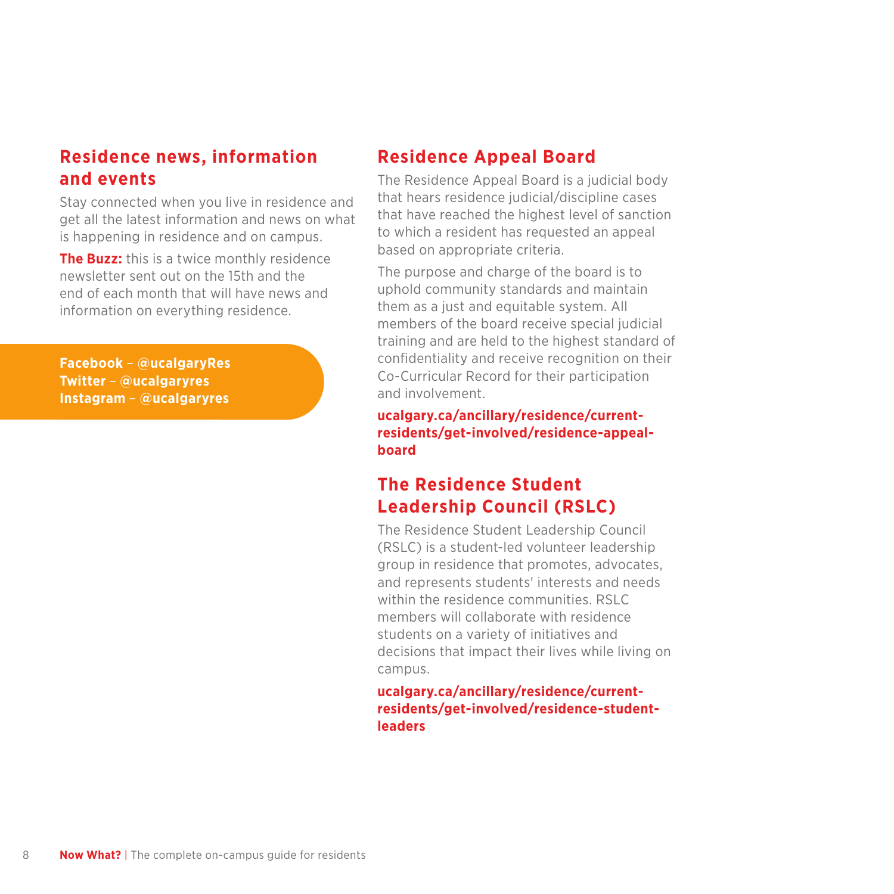## Residence news, information and events

Stay connected when you live in residence and get all the latest information and news on what is happening in residence and on campus.

**The Buzz:** this is a twice monthly residence newsletter sent out on the 15th and the end of each month that will have news and information on everything residence.

**Facebook – @ucalgaryRes**
**Twitter – @ucalgaryres**
**Instagram – @ucalgaryres**

## Residence Appeal Board

The Residence Appeal Board is a judicial body that hears residence judicial/discipline cases that have reached the highest level of sanction to which a resident has requested an appeal based on appropriate criteria.

The purpose and charge of the board is to uphold community standards and maintain them as a just and equitable system. All members of the board receive special judicial training and are held to the highest standard of confidentiality and receive recognition on their Co-Curricular Record for their participation and involvement.

**ucalgary.ca/ancillary/residence/current-residents/get-involved/residence-appeal-board**

## The Residence Student Leadership Council (RSLC)

The Residence Student Leadership Council (RSLC) is a student-led volunteer leadership group in residence that promotes, advocates, and represents students' interests and needs within the residence communities. RSLC members will collaborate with residence students on a variety of initiatives and decisions that impact their lives while living on campus.

**ucalgary.ca/ancillary/residence/current-residents/get-involved/residence-student-leaders**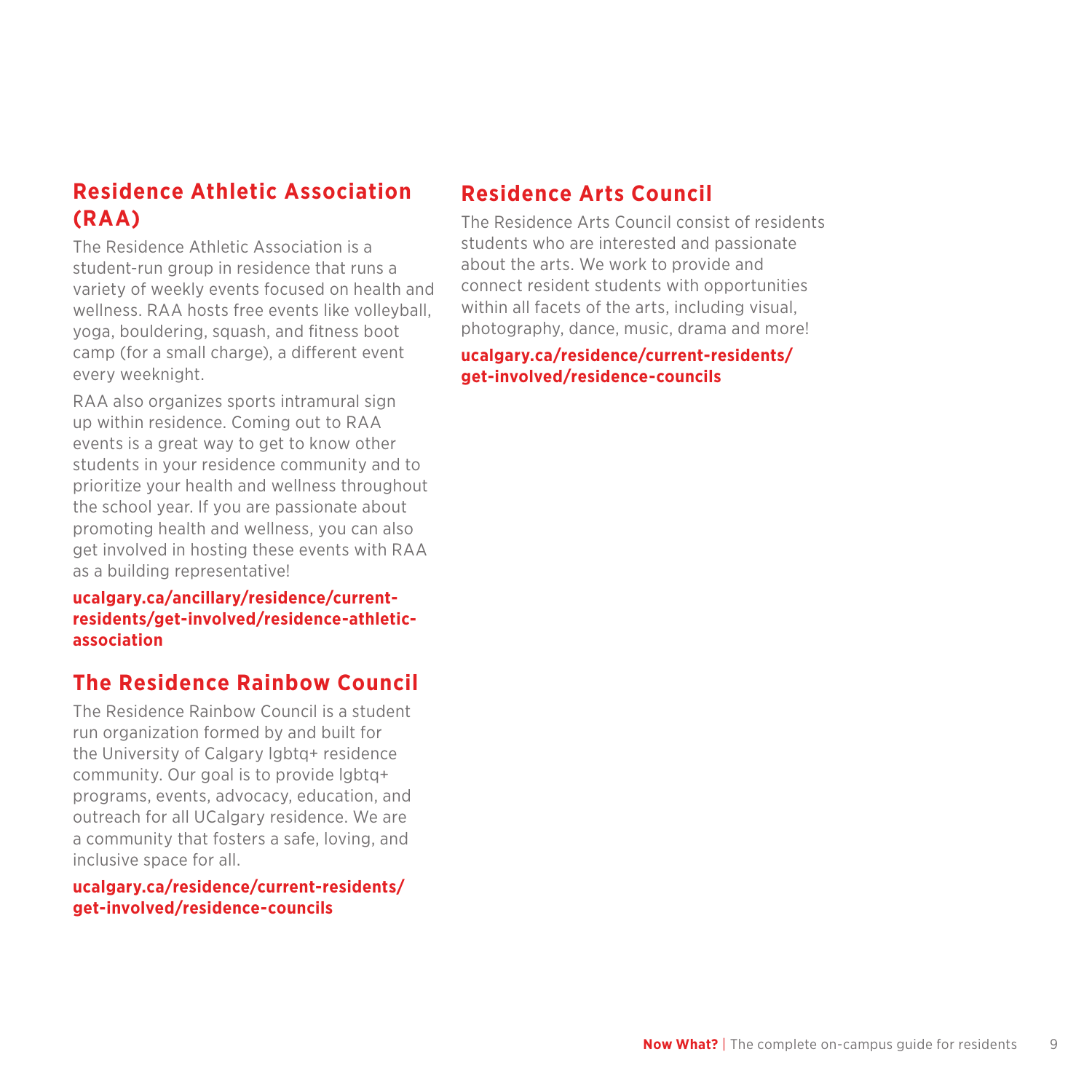## Residence Athletic Association (RAA)

The Residence Athletic Association is a student-run group in residence that runs a variety of weekly events focused on health and wellness. RAA hosts free events like volleyball, yoga, bouldering, squash, and fitness boot camp (for a small charge), a different event every weeknight.

RAA also organizes sports intramural sign up within residence. Coming out to RAA events is a great way to get to know other students in your residence community and to prioritize your health and wellness throughout the school year. If you are passionate about promoting health and wellness, you can also get involved in hosting these events with RAA as a building representative!

**ucalgary.ca/ancillary/residence/current-residents/get-involved/residence-athletic-association**

## The Residence Rainbow Council

The Residence Rainbow Council is a student run organization formed by and built for the University of Calgary lgbtq+ residence community. Our goal is to provide lgbtq+ programs, events, advocacy, education, and outreach for all UCalgary residence. We are a community that fosters a safe, loving, and inclusive space for all.

**ucalgary.ca/residence/current-residents/get-involved/residence-councils**

## Residence Arts Council

The Residence Arts Council consist of residents students who are interested and passionate about the arts. We work to provide and connect resident students with opportunities within all facets of the arts, including visual, photography, dance, music, drama and more!

**ucalgary.ca/residence/current-residents/get-involved/residence-councils**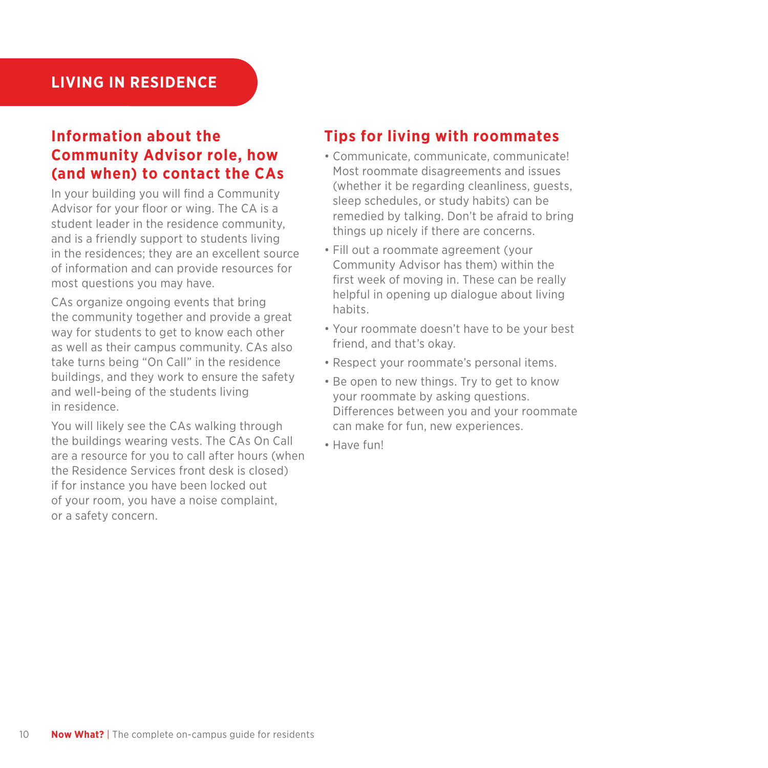# LIVING IN RESIDENCE

## Information about the Community Advisor role, how (and when) to contact the CAs

In your building you will find a Community Advisor for your floor or wing. The CA is a student leader in the residence community, and is a friendly support to students living in the residences; they are an excellent source of information and can provide resources for most questions you may have.

CAs organize ongoing events that bring the community together and provide a great way for students to get to know each other as well as their campus community. CAs also take turns being "On Call" in the residence buildings, and they work to ensure the safety and well-being of the students living in residence.

You will likely see the CAs walking through the buildings wearing vests. The CAs On Call are a resource for you to call after hours (when the Residence Services front desk is closed) if for instance you have been locked out of your room, you have a noise complaint, or a safety concern.

## Tips for living with roommates

- Communicate, communicate, communicate! Most roommate disagreements and issues (whether it be regarding cleanliness, guests, sleep schedules, or study habits) can be remedied by talking. Don't be afraid to bring things up nicely if there are concerns.
- Fill out a roommate agreement (your Community Advisor has them) within the first week of moving in. These can be really helpful in opening up dialogue about living habits.
- Your roommate doesn't have to be your best friend, and that's okay.
- Respect your roommate's personal items.
- Be open to new things. Try to get to know your roommate by asking questions. Differences between you and your roommate can make for fun, new experiences.
- Have fun!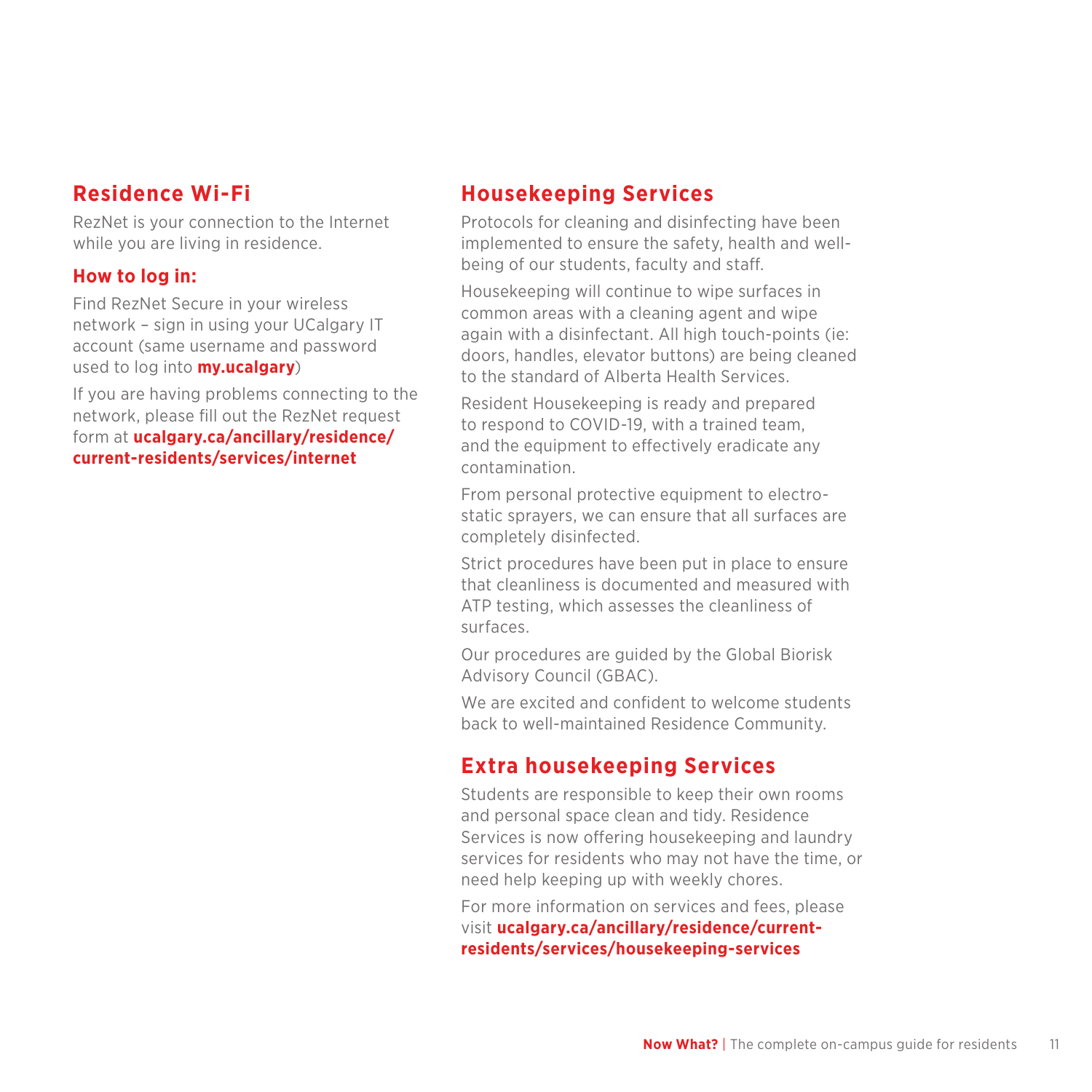## Residence Wi-Fi

RezNet is your connection to the Internet while you are living in residence.

### How to log in:

Find RezNet Secure in your wireless network – sign in using your UCalgary IT account (same username and password used to log into **my.ucalgary**)

If you are having problems connecting to the network, please fill out the RezNet request form at **ucalgary.ca/ancillary/residence/current-residents/services/internet**

## Housekeeping Services

Protocols for cleaning and disinfecting have been implemented to ensure the safety, health and well-being of our students, faculty and staff.

Housekeeping will continue to wipe surfaces in common areas with a cleaning agent and wipe again with a disinfectant. All high touch-points (ie: doors, handles, elevator buttons) are being cleaned to the standard of Alberta Health Services.

Resident Housekeeping is ready and prepared to respond to COVID-19, with a trained team, and the equipment to effectively eradicate any contamination.

From personal protective equipment to electro-static sprayers, we can ensure that all surfaces are completely disinfected.

Strict procedures have been put in place to ensure that cleanliness is documented and measured with ATP testing, which assesses the cleanliness of surfaces.

Our procedures are guided by the Global Biorisk Advisory Council (GBAC).

We are excited and confident to welcome students back to well-maintained Residence Community.

## Extra housekeeping Services

Students are responsible to keep their own rooms and personal space clean and tidy. Residence Services is now offering housekeeping and laundry services for residents who may not have the time, or need help keeping up with weekly chores.

For more information on services and fees, please visit **ucalgary.ca/ancillary/residence/current-residents/services/housekeeping-services**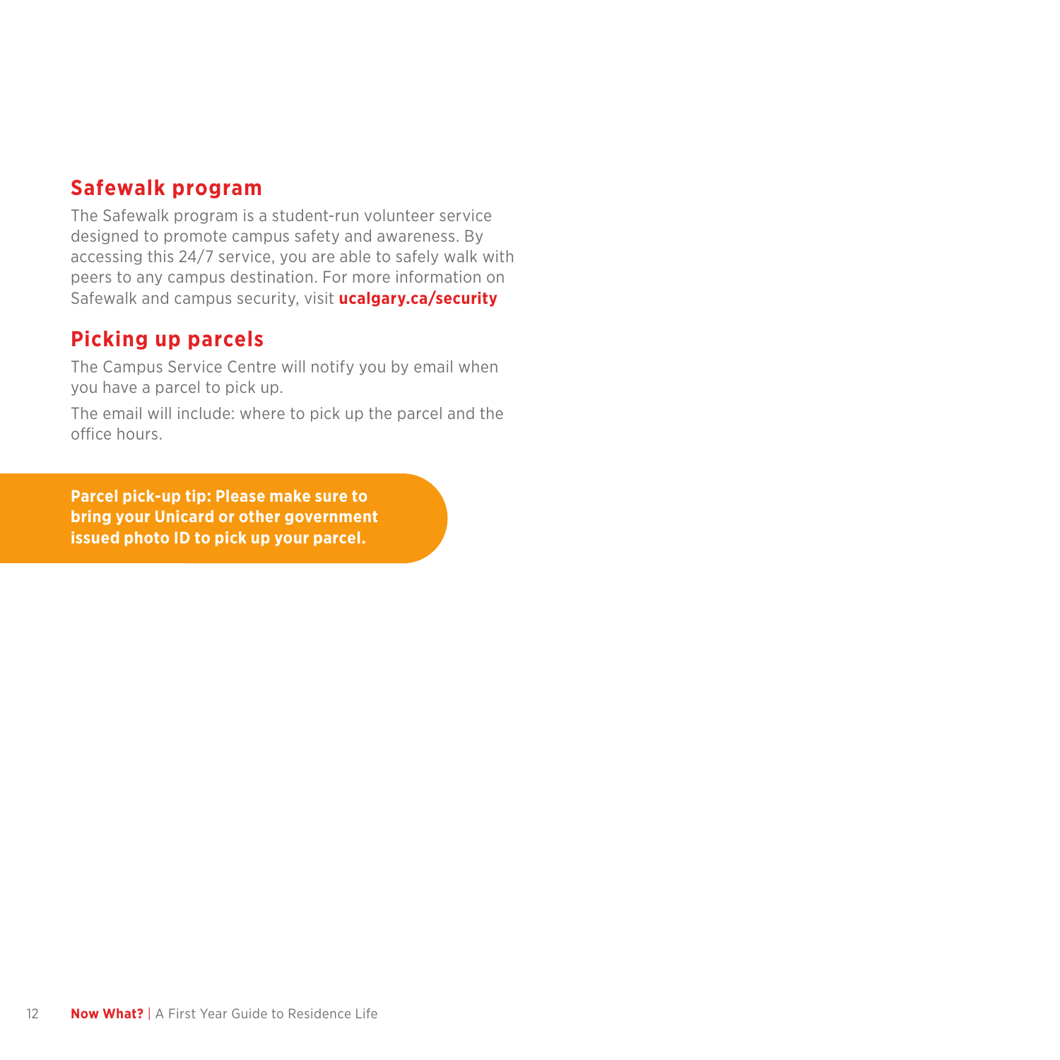## Safewalk program

The Safewalk program is a student-run volunteer service designed to promote campus safety and awareness. By accessing this 24/7 service, you are able to safely walk with peers to any campus destination. For more information on Safewalk and campus security, visit **ucalgary.ca/security**

## Picking up parcels

The Campus Service Centre will notify you by email when you have a parcel to pick up.

The email will include: where to pick up the parcel and the office hours.

**Parcel pick-up tip: Please make sure to bring your Unicard or other government issued photo ID to pick up your parcel.**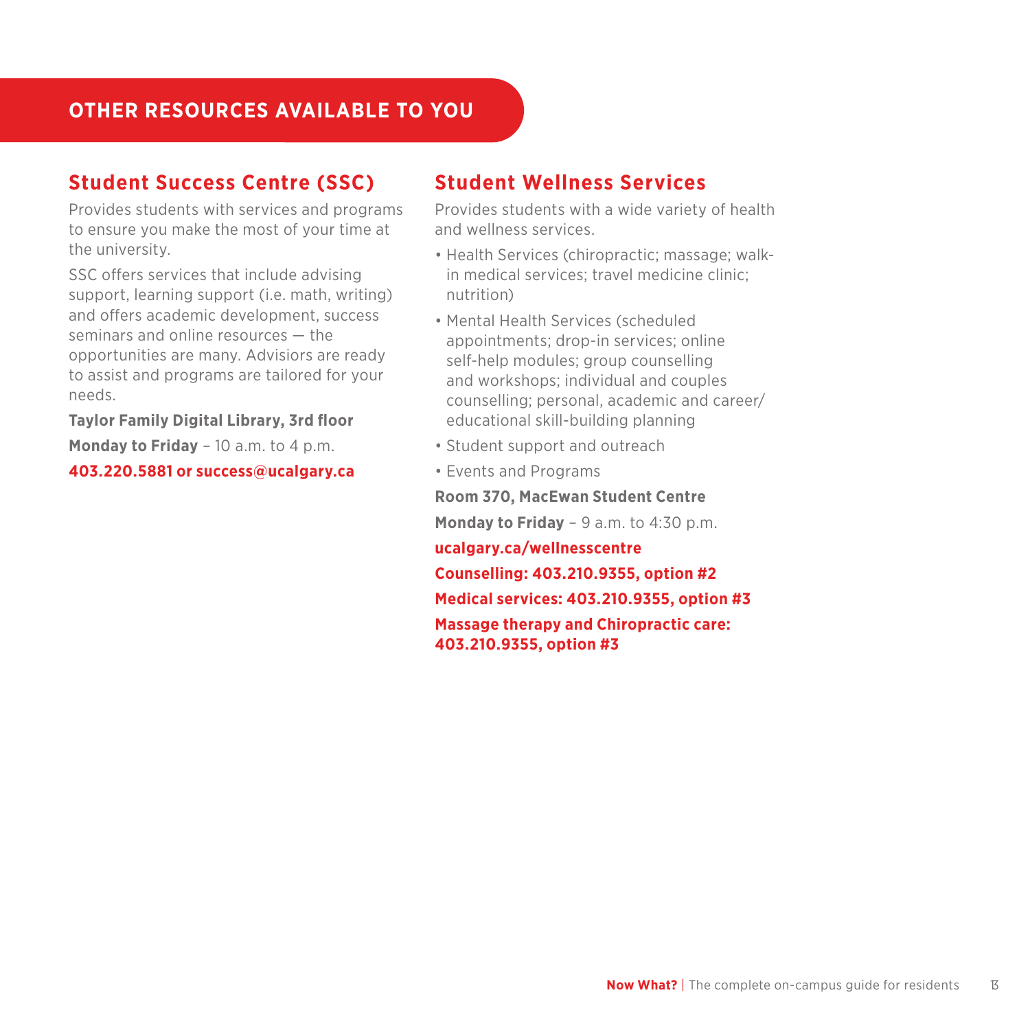# OTHER RESOURCES AVAILABLE TO YOU

## Student Success Centre (SSC)

Provides students with services and programs to ensure you make the most of your time at the university.

SSC offers services that include advising support, learning support (i.e. math, writing) and offers academic development, success seminars and online resources — the opportunities are many. Advisiors are ready to assist and programs are tailored for your needs.

**Taylor Family Digital Library, 3rd floor**

**Monday to Friday** – 10 a.m. to 4 p.m.

**403.220.5881 or success@ucalgary.ca**

## Student Wellness Services

Provides students with a wide variety of health and wellness services.

- Health Services (chiropractic; massage; walk-in medical services; travel medicine clinic; nutrition)
- Mental Health Services (scheduled appointments; drop-in services; online self-help modules; group counselling and workshops; individual and couples counselling; personal, academic and career/educational skill-building planning
- Student support and outreach
- Events and Programs

**Room 370, MacEwan Student Centre**

**Monday to Friday** – 9 a.m. to 4:30 p.m.

**ucalgary.ca/wellnesscentre**

**Counselling: 403.210.9355, option #2**

**Medical services: 403.210.9355, option #3**

**Massage therapy and Chiropractic care: 403.210.9355, option #3**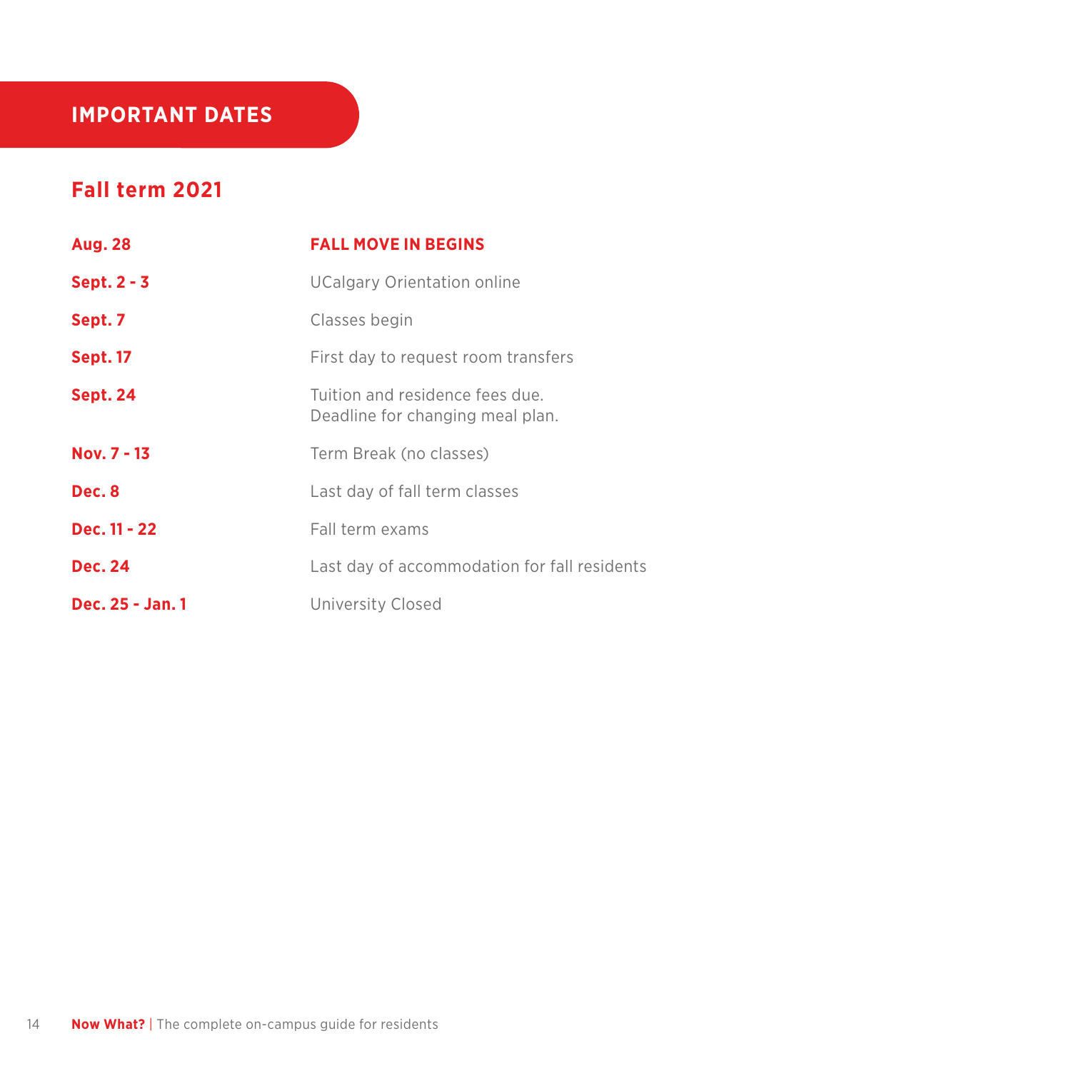# IMPORTANT DATES

## Fall term 2021

| | |
|---|---|
| **Aug. 28** | **FALL MOVE IN BEGINS** |
| **Sept. 2 - 3** | UCalgary Orientation online |
| **Sept. 7** | Classes begin |
| **Sept. 17** | First day to request room transfers |
| **Sept. 24** | Tuition and residence fees due.<br>Deadline for changing meal plan. |
| **Nov. 7 - 13** | Term Break (no classes) |
| **Dec. 8** | Last day of fall term classes |
| **Dec. 11 - 22** | Fall term exams |
| **Dec. 24** | Last day of accommodation for fall residents |
| **Dec. 25 - Jan. 1** | University Closed |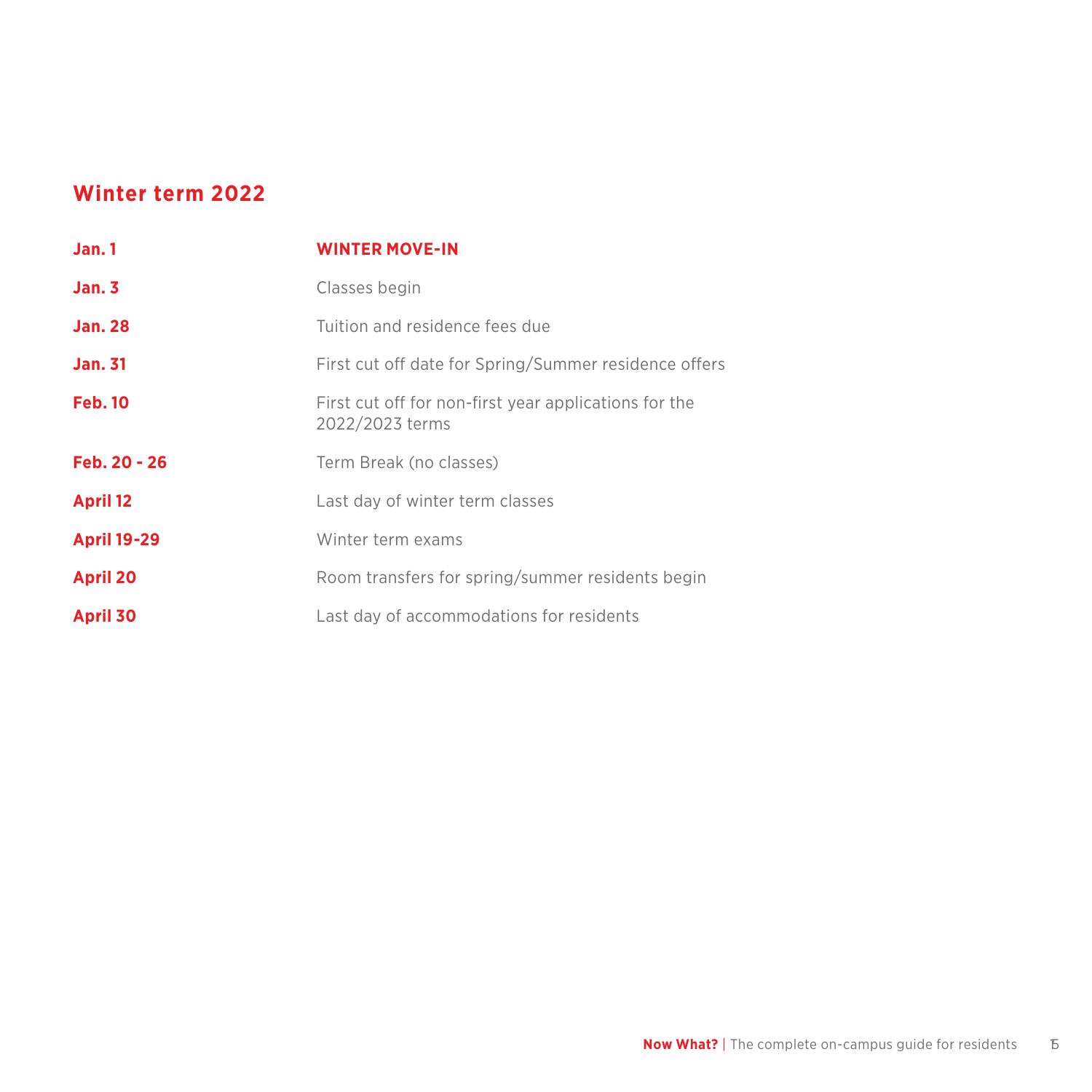## Winter term 2022

| | |
|---|---|
| **Jan. 1** | **WINTER MOVE-IN** |
| **Jan. 3** | Classes begin |
| **Jan. 28** | Tuition and residence fees due |
| **Jan. 31** | First cut off date for Spring/Summer residence offers |
| **Feb. 10** | First cut off for non-first year applications for the 2022/2023 terms |
| **Feb. 20 - 26** | Term Break (no classes) |
| **April 12** | Last day of winter term classes |
| **April 19-29** | Winter term exams |
| **April 20** | Room transfers for spring/summer residents begin |
| **April 30** | Last day of accommodations for residents |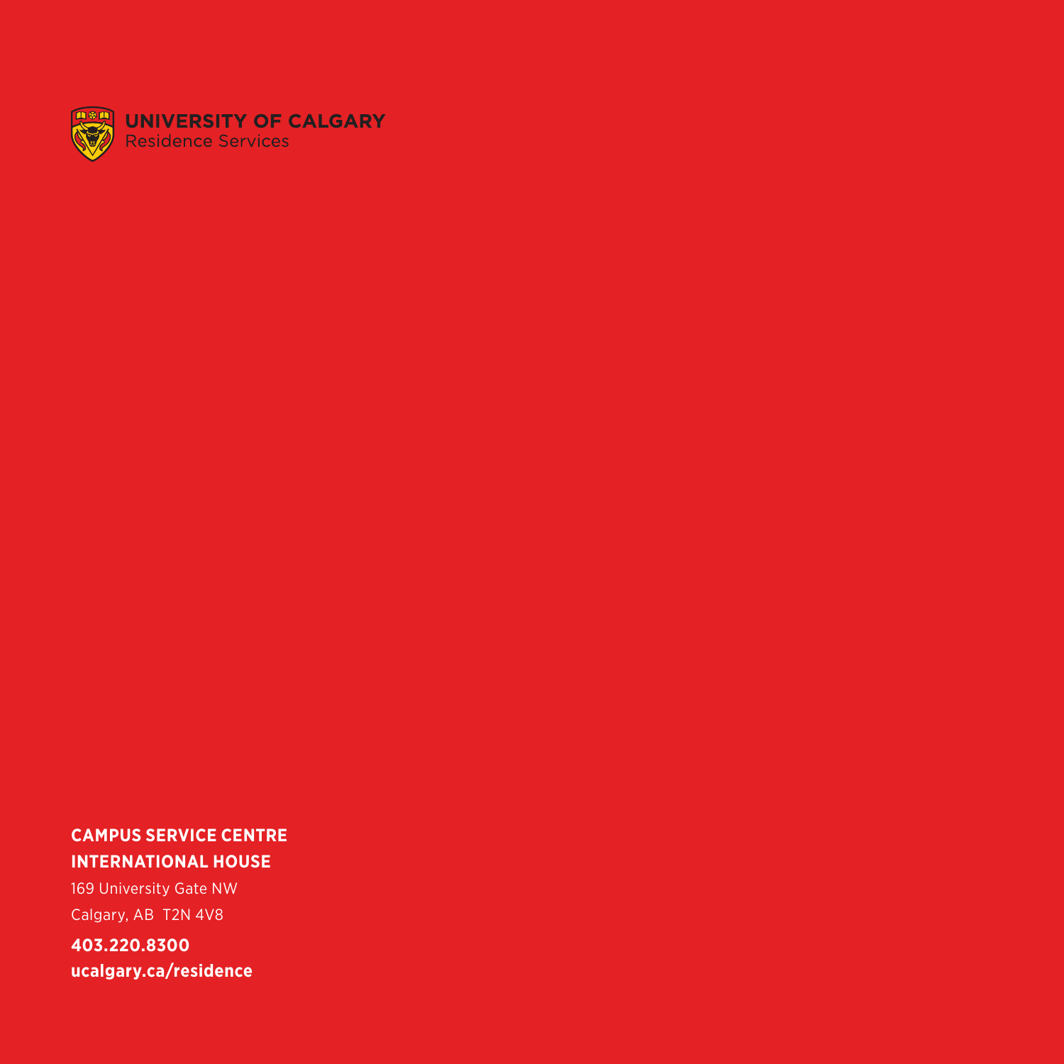**UNIVERSITY OF CALGARY**
Residence Services

**CAMPUS SERVICE CENTRE**
**INTERNATIONAL HOUSE**

169 University Gate NW

Calgary, AB T2N 4V8

**403.220.8300**

**ucalgary.ca/residence**